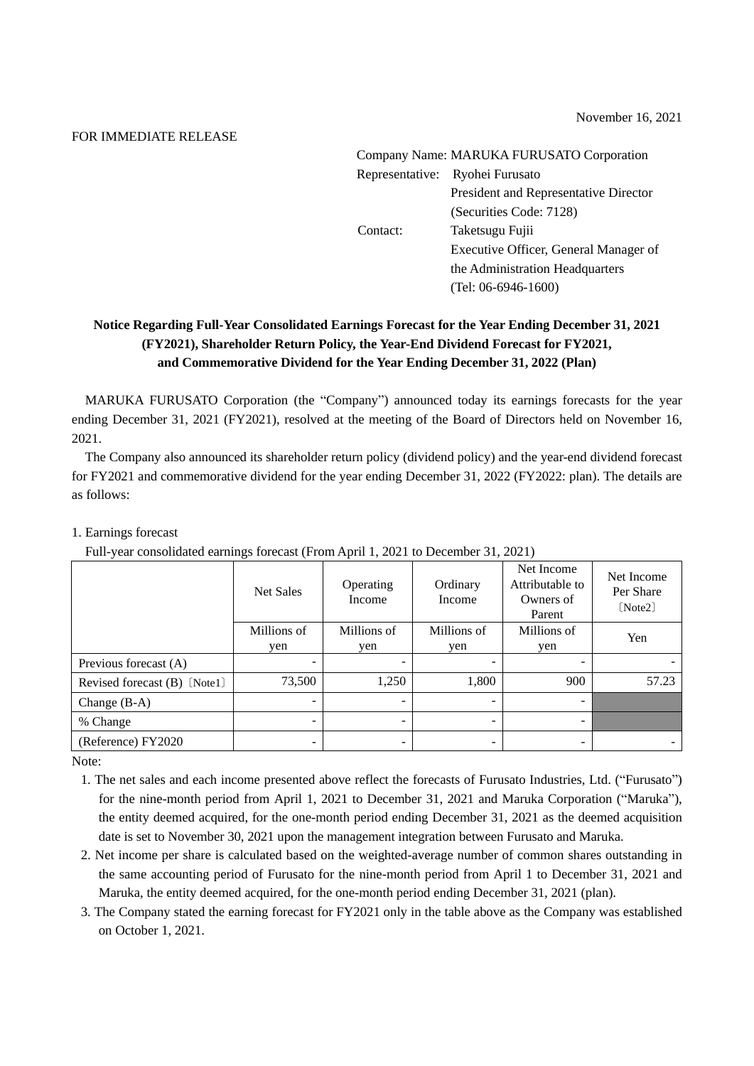November 16, 2021

FOR IMMEDIATE RELEASE

Company Name: MARUKA FURUSATO Corporation
Representative: Ryohei Furusato
President and Representative Director
(Securities Code: 7128)
Contact: Taketsugu Fujii
Executive Officer, General Manager of the Administration Headquarters
(Tel: 06-6946-1600)

**Notice Regarding Full-Year Consolidated Earnings Forecast for the Year Ending December 31, 2021 (FY2021), Shareholder Return Policy, the Year-End Dividend Forecast for FY2021, and Commemorative Dividend for the Year Ending December 31, 2022 (Plan)**

MARUKA FURUSATO Corporation (the "Company") announced today its earnings forecasts for the year ending December 31, 2021 (FY2021), resolved at the meeting of the Board of Directors held on November 16, 2021.

The Company also announced its shareholder return policy (dividend policy) and the year-end dividend forecast for FY2021 and commemorative dividend for the year ending December 31, 2022 (FY2022: plan). The details are as follows:

1. Earnings forecast

Full-year consolidated earnings forecast (From April 1, 2021 to December 31, 2021)

| | Net Sales | Operating Income | Ordinary Income | Net Income Attributable to Owners of Parent | Net Income Per Share 〔Note2〕 |
|---|---|---|---|---|---|
| | Millions of yen | Millions of yen | Millions of yen | Millions of yen | Yen |
| Previous forecast (A) | - | - | - | - | - |
| Revised forecast (B) 〔Note1〕 | 73,500 | 1,250 | 1,800 | 900 | 57.23 |
| Change (B-A) | - | - | - | - | |
| % Change | - | - | - | - | |
| (Reference) FY2020 | - | - | - | - | - |

Note:

1. The net sales and each income presented above reflect the forecasts of Furusato Industries, Ltd. ("Furusato") for the nine-month period from April 1, 2021 to December 31, 2021 and Maruka Corporation ("Maruka"), the entity deemed acquired, for the one-month period ending December 31, 2021 as the deemed acquisition date is set to November 30, 2021 upon the management integration between Furusato and Maruka.
2. Net income per share is calculated based on the weighted-average number of common shares outstanding in the same accounting period of Furusato for the nine-month period from April 1 to December 31, 2021 and Maruka, the entity deemed acquired, for the one-month period ending December 31, 2021 (plan).
3. The Company stated the earning forecast for FY2021 only in the table above as the Company was established on October 1, 2021.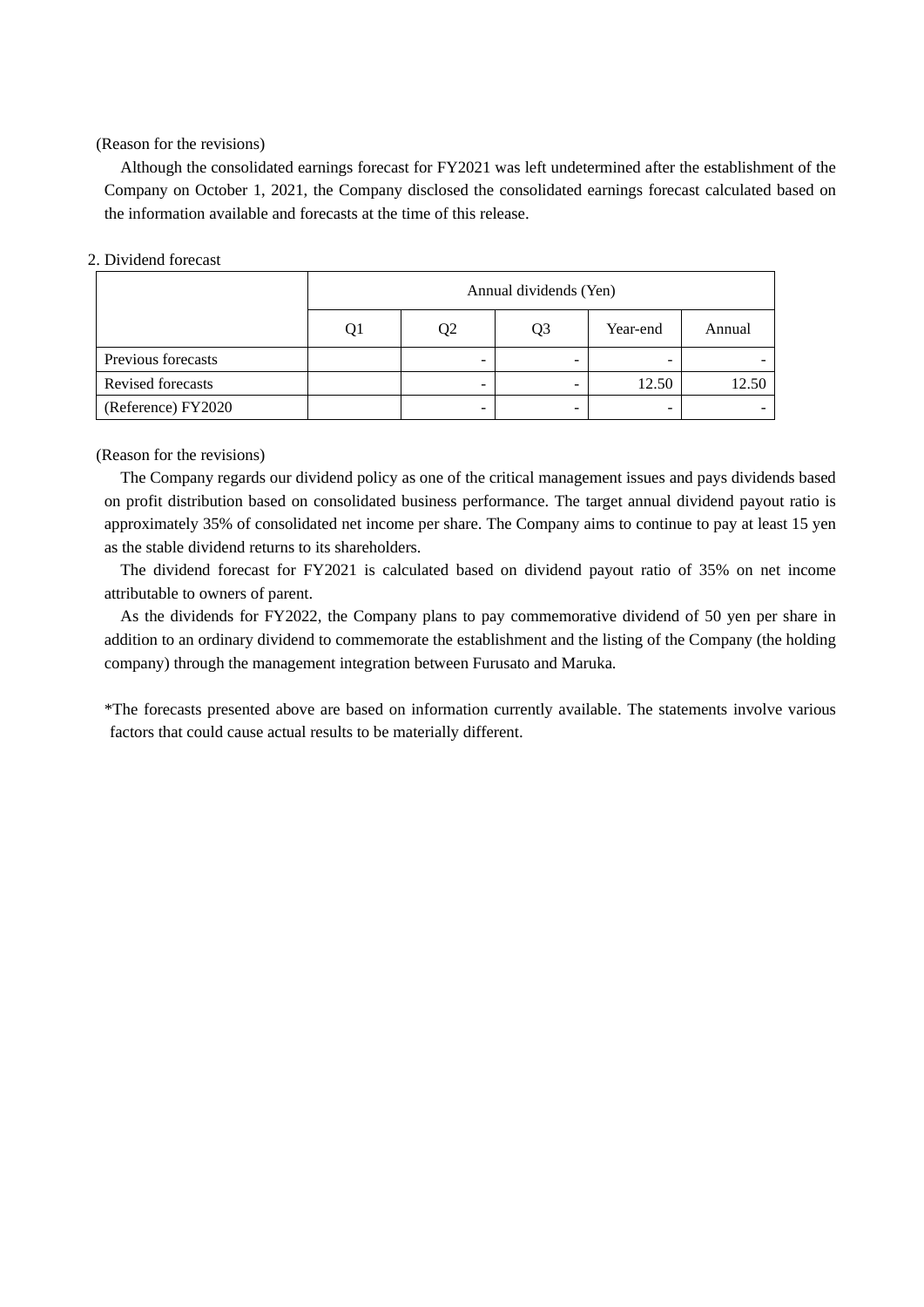(Reason for the revisions)

Although the consolidated earnings forecast for FY2021 was left undetermined after the establishment of the Company on October 1, 2021, the Company disclosed the consolidated earnings forecast calculated based on the information available and forecasts at the time of this release.

2. Dividend forecast

| | Annual dividends (Yen) | | | | |
|---|---|---|---|---|---|
| | Q1 | Q2 | Q3 | Year-end | Annual |
| Previous forecasts | | - | - | - | - |
| Revised forecasts | | - | - | 12.50 | 12.50 |
| (Reference) FY2020 | | - | - | - | - |

(Reason for the revisions)

The Company regards our dividend policy as one of the critical management issues and pays dividends based on profit distribution based on consolidated business performance. The target annual dividend payout ratio is approximately 35% of consolidated net income per share. The Company aims to continue to pay at least 15 yen as the stable dividend returns to its shareholders.

The dividend forecast for FY2021 is calculated based on dividend payout ratio of 35% on net income attributable to owners of parent.

As the dividends for FY2022, the Company plans to pay commemorative dividend of 50 yen per share in addition to an ordinary dividend to commemorate the establishment and the listing of the Company (the holding company) through the management integration between Furusato and Maruka.

*The forecasts presented above are based on information currently available. The statements involve various factors that could cause actual results to be materially different.